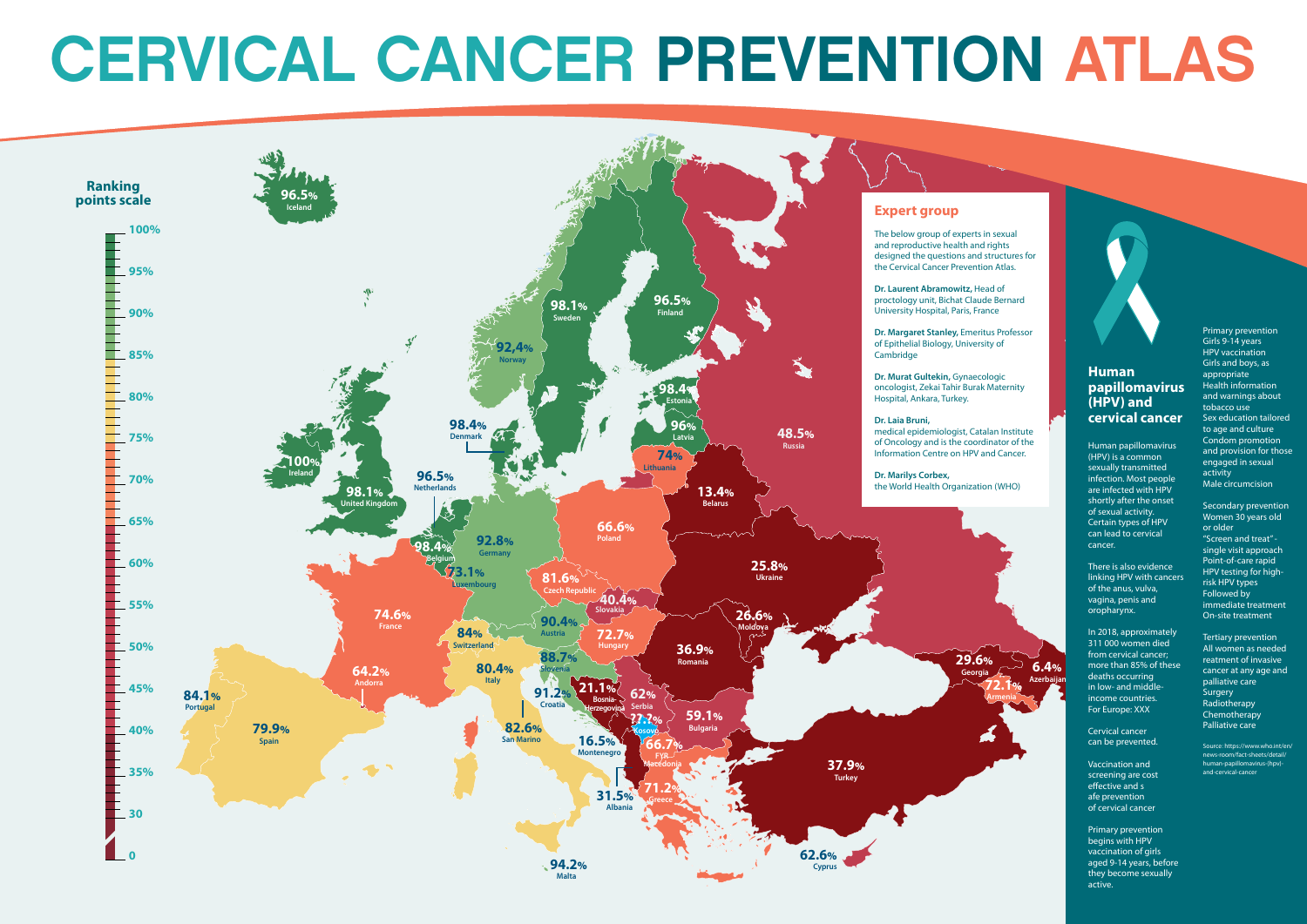# CERVICAL CANCER PREVENTION ATLAS

## Ranking points scale

100%, 95%, 90%, 85%, 80%, 75%, 70%, 65%, 60%, 55%, 50%, 45%, 40%, 35%, 30%, 0

| Country | Score |
|---|---|
| Iceland | 96.5% |
| Ireland | 100% |
| United Kingdom | 98.1% |
| Portugal | 84.1% |
| Spain | 79.9% |
| Andorra | 64.2% |
| France | 74.6% |
| Belgium | 98.4% |
| Luxembourg | 73.1% |
| Netherlands | 96.5% |
| Denmark | 98.4% |
| Norway | 92,4% |
| Sweden | 98.1% |
| Finland | 96.5% |
| Estonia | 98.4% |
| Latvia | 96% |
| Lithuania | 74% |
| Germany | 92.8% |
| Poland | 66.6% |
| Czech Republic | 81.6% |
| Slovakia | 40.4% |
| Austria | 90.4% |
| Switzerland | 84% |
| Italy | 80.4% |
| San Marino | 82.6% |
| Malta | 94.2% |
| Slovenia | 88.7% |
| Croatia | 91.2% |
| Hungary | 72.7% |
| Bosnia-Herzegovina | 21.1% |
| Serbia | 62% |
| Kosovo | 77.7% |
| Montenegro | 16.5% |
| Albania | 31.5% |
| FYR Macedonia | 66.7% |
| Greece | 71.2% |
| Bulgaria | 59.1% |
| Romania | 36.9% |
| Moldova | 26.6% |
| Ukraine | 25.8% |
| Belarus | 13.4% |
| Russia | 48.5% |
| Georgia | 29.6% |
| Armenia | 72.1% |
| Azerbaijan | 6.4% |
| Turkey | 37.9% |
| Cyprus | 62.6% |

## Expert group

The below group of experts in sexual and reproductive health and rights designed the questions and structures for the Cervical Cancer Prevention Atlas.

**Dr. Laurent Abramowitz,** Head of proctology unit, Bichat Claude Bernard University Hospital, Paris, France

**Dr. Margaret Stanley,** Emeritus Professor of Epithelial Biology, University of Cambridge

**Dr. Murat Gultekin,** Gynaecologic oncologist, Zekai Tahir Burak Maternity Hospital, Ankara, Turkey.

**Dr. Laia Bruni,** medical epidemiologist, Catalan Institute of Oncology and is the coordinator of the Information Centre on HPV and Cancer.

**Dr. Marilys Corbex,** the World Health Organization (WHO)

## Human papillomavirus (HPV) and cervical cancer

Human papillomavirus (HPV) is a common sexually transmitted infection. Most people are infected with HPV shortly after the onset of sexual activity. Certain types of HPV can lead to cervical cancer.

There is also evidence linking HPV with cancers of the anus, vulva, vagina, penis and oropharynx.

In 2018, approximately 311 000 women died from cervical cancer; more than 85% of these deaths occurring in low- and middle-income countries. For Europe: XXX

Cervical cancer can be prevented.

Vaccination and screening are cost effective and s afe prevention of cervical cancer

Primary prevention begins with HPV vaccination of girls aged 9-14 years, before they become sexually active.

Primary prevention
Girls 9-14 years
HPV vaccination
Girls and boys, as appropriate
Health information and warnings about tobacco use
Sex education tailored to age and culture
Condom promotion and provision for those engaged in sexual activity
Male circumcision

Secondary prevention
Women 30 years old or older
"Screen and treat" - single visit approach
Point-of-care rapid HPV testing for high-risk HPV types
Followed by immediate treatment
On-site treatment

Tertiary prevention
All women as needed
reatment of invasive cancer at any age and palliative care
Surgery
Radiotherapy
Chemotherapy
Palliative care

Source: https://www.who.int/en/news-room/fact-sheets/detail/human-papillomavirus-(hpv)-and-cervical-cancer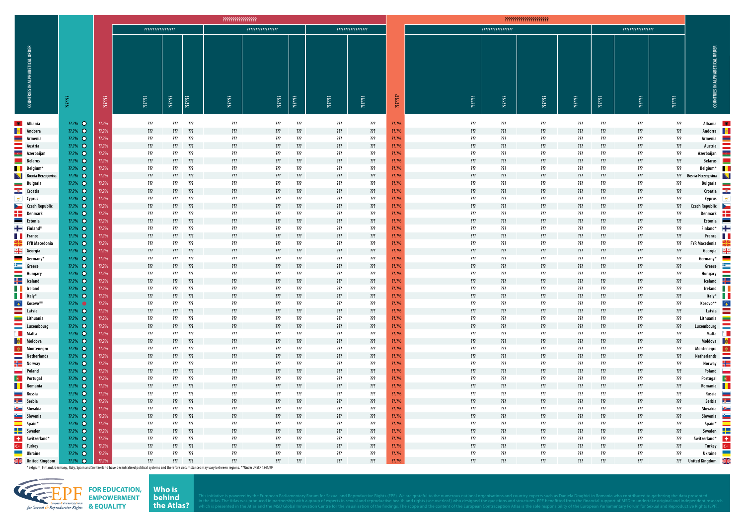| COUNTRIES IN ALPHABETICAL ORDER | | ???????????????? | | | | | | | | | ???????????????????? | | | | | | | | COUNTRIES IN ALPHABETICAL ORDER |
|---|---|---|---|---|---|---|---|---|---|---|---|---|---|---|---|---|---|---|---|
| | | | ???????????????? | | | ???????????????? | | | ???????????????? | | | ???????????????? | | | | ???????????????? | | | |
| | ?????? | ?????? | ?????? | ?????? | ?????? | ?????? | ?????? | ?????? | ?????? | ?????? | ?????? | ?????? | ?????? | ?????? | ?????? | ?????? | ?????? | ?????? | |
| Albania | ??.?% ○ | ??.?% | ??? | ??? | ??? | ??? | ??? | ??? | ??? | ??? | ??.?% | ??? | ??? | ??? | ??? | ??? | ??? | ??? | Albania |
| Andorra | ??.?% ○ | ??.?% | ??? | ??? | ??? | ??? | ??? | ??? | ??? | ??? | ??.?% | ??? | ??? | ??? | ??? | ??? | ??? | ??? | Andorra |
| Armenia | ??.?% ○ | ??.?% | ??? | ??? | ??? | ??? | ??? | ??? | ??? | ??? | ??.?% | ??? | ??? | ??? | ??? | ??? | ??? | ??? | Armenia |
| Austria | ??.?% ○ | ??.?% | ??? | ??? | ??? | ??? | ??? | ??? | ??? | ??? | ??.?% | ??? | ??? | ??? | ??? | ??? | ??? | ??? | Austria |
| Azerbaijan | ??.?% ○ | ??.?% | ??? | ??? | ??? | ??? | ??? | ??? | ??? | ??? | ??.?% | ??? | ??? | ??? | ??? | ??? | ??? | ??? | Azerbaijan |
| Belarus | ??.?% ○ | ??.?% | ??? | ??? | ??? | ??? | ??? | ??? | ??? | ??? | ??.?% | ??? | ??? | ??? | ??? | ??? | ??? | ??? | Belarus |
| Belgium* | ??.?% ○ | ??.?% | ??? | ??? | ??? | ??? | ??? | ??? | ??? | ??? | ??.?% | ??? | ??? | ??? | ??? | ??? | ??? | ??? | Belgium* |
| Bosnia-Herzegovina | ??.?% ○ | ??.?% | ??? | ??? | ??? | ??? | ??? | ??? | ??? | ??? | ??.?% | ??? | ??? | ??? | ??? | ??? | ??? | ??? | Bosnia-Herzegovina |
| Bulgaria | ??.?% ○ | ??.?% | ??? | ??? | ??? | ??? | ??? | ??? | ??? | ??? | ??.?% | ??? | ??? | ??? | ??? | ??? | ??? | ??? | Bulgaria |
| Croatia | ??.?% ○ | ??.?% | ??? | ??? | ??? | ??? | ??? | ??? | ??? | ??? | ??.?% | ??? | ??? | ??? | ??? | ??? | ??? | ??? | Croatia |
| Cyprus | ??.?% ○ | ??.?% | ??? | ??? | ??? | ??? | ??? | ??? | ??? | ??? | ??.?% | ??? | ??? | ??? | ??? | ??? | ??? | ??? | Cyprus |
| Czech Republic | ??.?% ○ | ??.?% | ??? | ??? | ??? | ??? | ??? | ??? | ??? | ??? | ??.?% | ??? | ??? | ??? | ??? | ??? | ??? | ??? | Czech Republic |
| Denmark | ??.?% ○ | ??.?% | ??? | ??? | ??? | ??? | ??? | ??? | ??? | ??? | ??.?% | ??? | ??? | ??? | ??? | ??? | ??? | ??? | Denmark |
| Estonia | ??.?% ○ | ??.?% | ??? | ??? | ??? | ??? | ??? | ??? | ??? | ??? | ??.?% | ??? | ??? | ??? | ??? | ??? | ??? | ??? | Estonia |
| Finland* | ??.?% ○ | ??.?% | ??? | ??? | ??? | ??? | ??? | ??? | ??? | ??? | ??.?% | ??? | ??? | ??? | ??? | ??? | ??? | ??? | Finland* |
| France | ??.?% ○ | ??.?% | ??? | ??? | ??? | ??? | ??? | ??? | ??? | ??? | ??.?% | ??? | ??? | ??? | ??? | ??? | ??? | ??? | France |
| FYR Macedonia | ??.?% ○ | ??.?% | ??? | ??? | ??? | ??? | ??? | ??? | ??? | ??? | ??.?% | ??? | ??? | ??? | ??? | ??? | ??? | ??? | FYR Macedonia |
| Georgia | ??.?% ○ | ??.?% | ??? | ??? | ??? | ??? | ??? | ??? | ??? | ??? | ??.?% | ??? | ??? | ??? | ??? | ??? | ??? | ??? | Georgia |
| Germany* | ??.?% ○ | ??.?% | ??? | ??? | ??? | ??? | ??? | ??? | ??? | ??? | ??.?% | ??? | ??? | ??? | ??? | ??? | ??? | ??? | Germany* |
| Greece | ??.?% ○ | ??.?% | ??? | ??? | ??? | ??? | ??? | ??? | ??? | ??? | ??.?% | ??? | ??? | ??? | ??? | ??? | ??? | ??? | Greece |
| Hungary | ??.?% ○ | ??.?% | ??? | ??? | ??? | ??? | ??? | ??? | ??? | ??? | ??.?% | ??? | ??? | ??? | ??? | ??? | ??? | ??? | Hungary |
| Iceland | ??.?% ○ | ??.?% | ??? | ??? | ??? | ??? | ??? | ??? | ??? | ??? | ??.?% | ??? | ??? | ??? | ??? | ??? | ??? | ??? | Iceland |
| Ireland | ??.?% ○ | ??.?% | ??? | ??? | ??? | ??? | ??? | ??? | ??? | ??? | ??.?% | ??? | ??? | ??? | ??? | ??? | ??? | ??? | Ireland |
| Italy* | ??.?% ○ | ??.?% | ??? | ??? | ??? | ??? | ??? | ??? | ??? | ??? | ??.?% | ??? | ??? | ??? | ??? | ??? | ??? | ??? | Italy* |
| Kosovo** | ??.?% ● | ??.?% | ??? | ??? | ??? | ??? | ??? | ??? | ??? | ??? | ??.?% | ??? | ??? | ??? | ??? | ??? | ??? | ??? | Kosovo** |
| Latvia | ??.?% ○ | ??.?% | ??? | ??? | ??? | ??? | ??? | ??? | ??? | ??? | ??.?% | ??? | ??? | ??? | ??? | ??? | ??? | ??? | Latvia |
| Lithuania | ??.?% ○ | ??.?% | ??? | ??? | ??? | ??? | ??? | ??? | ??? | ??? | ??.?% | ??? | ??? | ??? | ??? | ??? | ??? | ??? | Lithuania |
| Luxembourg | ??.?% ○ | ??.?% | ??? | ??? | ??? | ??? | ??? | ??? | ??? | ??? | ??.?% | ??? | ??? | ??? | ??? | ??? | ??? | ??? | Luxembourg |
| Malta | ??.?% ○ | ??.?% | ??? | ??? | ??? | ??? | ??? | ??? | ??? | ??? | ??.?% | ??? | ??? | ??? | ??? | ??? | ??? | ??? | Malta |
| Moldova | ??.?% ○ | ??.?% | ??? | ??? | ??? | ??? | ??? | ??? | ??? | ??? | ??.?% | ??? | ??? | ??? | ??? | ??? | ??? | ??? | Moldova |
| Montenegro | ??.?% ○ | ??.?% | ??? | ??? | ??? | ??? | ??? | ??? | ??? | ??? | ??.?% | ??? | ??? | ??? | ??? | ??? | ??? | ??? | Montenegro |
| Netherlands | ??.?% ○ | ??.?% | ??? | ??? | ??? | ??? | ??? | ??? | ??? | ??? | ??.?% | ??? | ??? | ??? | ??? | ??? | ??? | ??? | Netherlands |
| Norway | ??.?% ○ | ??.?% | ??? | ??? | ??? | ??? | ??? | ??? | ??? | ??? | ??.?% | ??? | ??? | ??? | ??? | ??? | ??? | ??? | Norway |
| Poland | ??.?% ○ | ??.?% | ??? | ??? | ??? | ??? | ??? | ??? | ??? | ??? | ??.?% | ??? | ??? | ??? | ??? | ??? | ??? | ??? | Poland |
| Portugal | ??.?% ○ | ??.?% | ??? | ??? | ??? | ??? | ??? | ??? | ??? | ??? | ??.?% | ??? | ??? | ??? | ??? | ??? | ??? | ??? | Portugal |
| Romania | ??.?% ○ | ??.?% | ??? | ??? | ??? | ??? | ??? | ??? | ??? | ??? | ??.?% | ??? | ??? | ??? | ??? | ??? | ??? | ??? | Romania |
| Russia | ??.?% ○ | ??.?% | ??? | ??? | ??? | ??? | ??? | ??? | ??? | ??? | ??.?% | ??? | ??? | ??? | ??? | ??? | ??? | ??? | Russia |
| Serbia | ??.?% ○ | ??.?% | ??? | ??? | ??? | ??? | ??? | ??? | ??? | ??? | ??.?% | ??? | ??? | ??? | ??? | ??? | ??? | ??? | Serbia |
| Slovakia | ??.?% ○ | ??.?% | ??? | ??? | ??? | ??? | ??? | ??? | ??? | ??? | ??.?% | ??? | ??? | ??? | ??? | ??? | ??? | ??? | Slovakia |
| Slovenia | ??.?% ○ | ??.?% | ??? | ??? | ??? | ??? | ??? | ??? | ??? | ??? | ??.?% | ??? | ??? | ??? | ??? | ??? | ??? | ??? | Slovenia |
| Spain* | ??.?% ○ | ??.?% | ??? | ??? | ??? | ??? | ??? | ??? | ??? | ??? | ??.?% | ??? | ??? | ??? | ??? | ??? | ??? | ??? | Spain* |
| Sweden | ??.?% ○ | ??.?% | ??? | ??? | ??? | ??? | ??? | ??? | ??? | ??? | ??.?% | ??? | ??? | ??? | ??? | ??? | ??? | ??? | Sweden |
| Switzerland* | ??.?% ○ | ??.?% | ??? | ??? | ??? | ??? | ??? | ??? | ??? | ??? | ??.?% | ??? | ??? | ??? | ??? | ??? | ??? | ??? | Switzerland* |
| Turkey | ??.?% ○ | ??.?% | ??? | ??? | ??? | ??? | ??? | ??? | ??? | ??? | ??.?% | ??? | ??? | ??? | ??? | ??? | ??? | ??? | Turkey |
| Ukraine | ??.?% ○ | ??.?% | ??? | ??? | ??? | ??? | ??? | ??? | ??? | ??? | ??.?% | ??? | ??? | ??? | ??? | ??? | ??? | ??? | Ukraine |
| United Kingdom | ??.?% ○ | ??.?% | ??? | ??? | ??? | ??? | ??? | ??? | ??? | ??? | ??.?% | ??? | ??? | ??? | ??? | ??? | ??? | ??? | United Kingdom |

*Belgium, Finland, Germany, Italy, Spain and Switzerland have decentralised political systems and therefore circumstances may vary between regions. **Under UNSCR 1244/99

EPF European Parliamentary Forum for Sexual & Reproductive Rights

**FOR EDUCATION, EMPOWERMENT & EQUALITY**

**Who is behind the Atlas?**

This initiative is powered by the European Parliamentary Forum for Sexual and Reproductive Rights (EPF). We are grateful to the numerous national organisations and country experts such as Daniela Draghici in Romania who contributed to gathering the data presented in the Atlas. The Atlas was produced in partnership with a group of experts in sexual and reproductive health and rights (see overleaf) who designed the questions and structures. EPF benefitted from the financial support of MSD to undertake original and independent research which is presented in the Atlas and the MSD Global Innovation Centre for the visualisation of the findings. The scope and the content of the European Contraception Atlas is the sole responsibility of the European Parliamentary Forum for Sexual and Reproductive Rights (EPF).